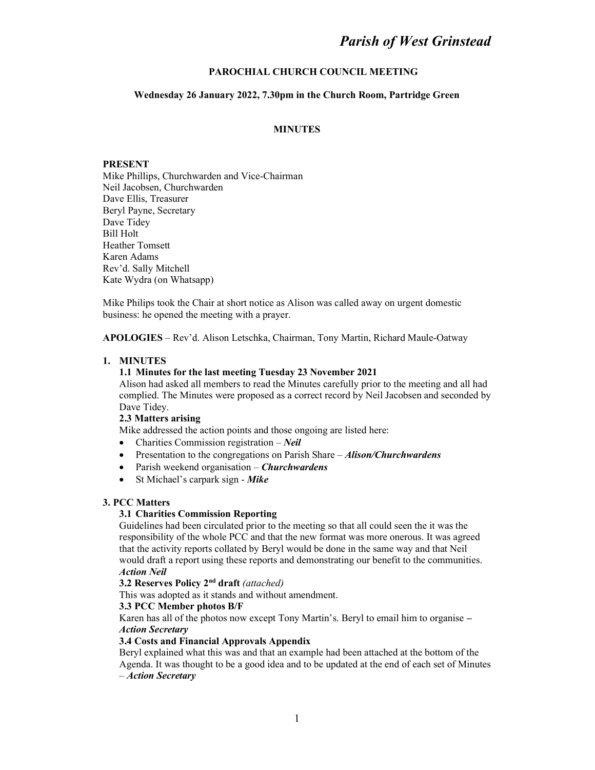# Parish of West Grinstead

**PAROCHIAL CHURCH COUNCIL MEETING**

**Wednesday 26 January 2022, 7.30pm in the Church Room, Partridge Green**

**MINUTES**

**PRESENT**

Mike Phillips, Churchwarden and Vice-Chairman
Neil Jacobsen, Churchwarden
Dave Ellis, Treasurer
Beryl Payne, Secretary
Dave Tidey
Bill Holt
Heather Tomsett
Karen Adams
Rev'd. Sally Mitchell
Kate Wydra (on Whatsapp)

Mike Philips took the Chair at short notice as Alison was called away on urgent domestic business: he opened the meeting with a prayer.

**APOLOGIES** – Rev'd. Alison Letschka, Chairman, Tony Martin, Richard Maule-Oatway

## 1. MINUTES

### 1.1 Minutes for the last meeting Tuesday 23 November 2021

Alison had asked all members to read the Minutes carefully prior to the meeting and all had complied. The Minutes were proposed as a correct record by Neil Jacobsen and seconded by Dave Tidey.

### 2.3 Matters arising

Mike addressed the action points and those ongoing are listed here:

- Charities Commission registration – ***Neil***
- Presentation to the congregations on Parish Share – ***Alison/Churchwardens***
- Parish weekend organisation – ***Churchwardens***
- St Michael's carpark sign - ***Mike***

## 3. PCC Matters

### 3.1 Charities Commission Reporting

Guidelines had been circulated prior to the meeting so that all could seen the it was the responsibility of the whole PCC and that the new format was more onerous. It was agreed that the activity reports collated by Beryl would be done in the same way and that Neil would draft a report using these reports and demonstrating our benefit to the communities.
***Action Neil***

### 3.2 Reserves Policy 2nd draft *(attached)*

This was adopted as it stands and without amendment.

### 3.3 PCC Member photos B/F

Karen has all of the photos now except Tony Martin's. Beryl to email him to organise –
***Action Secretary***

### 3.4 Costs and Financial Approvals Appendix

Beryl explained what this was and that an example had been attached at the bottom of the Agenda. It was thought to be a good idea and to be updated at the end of each set of Minutes – ***Action Secretary***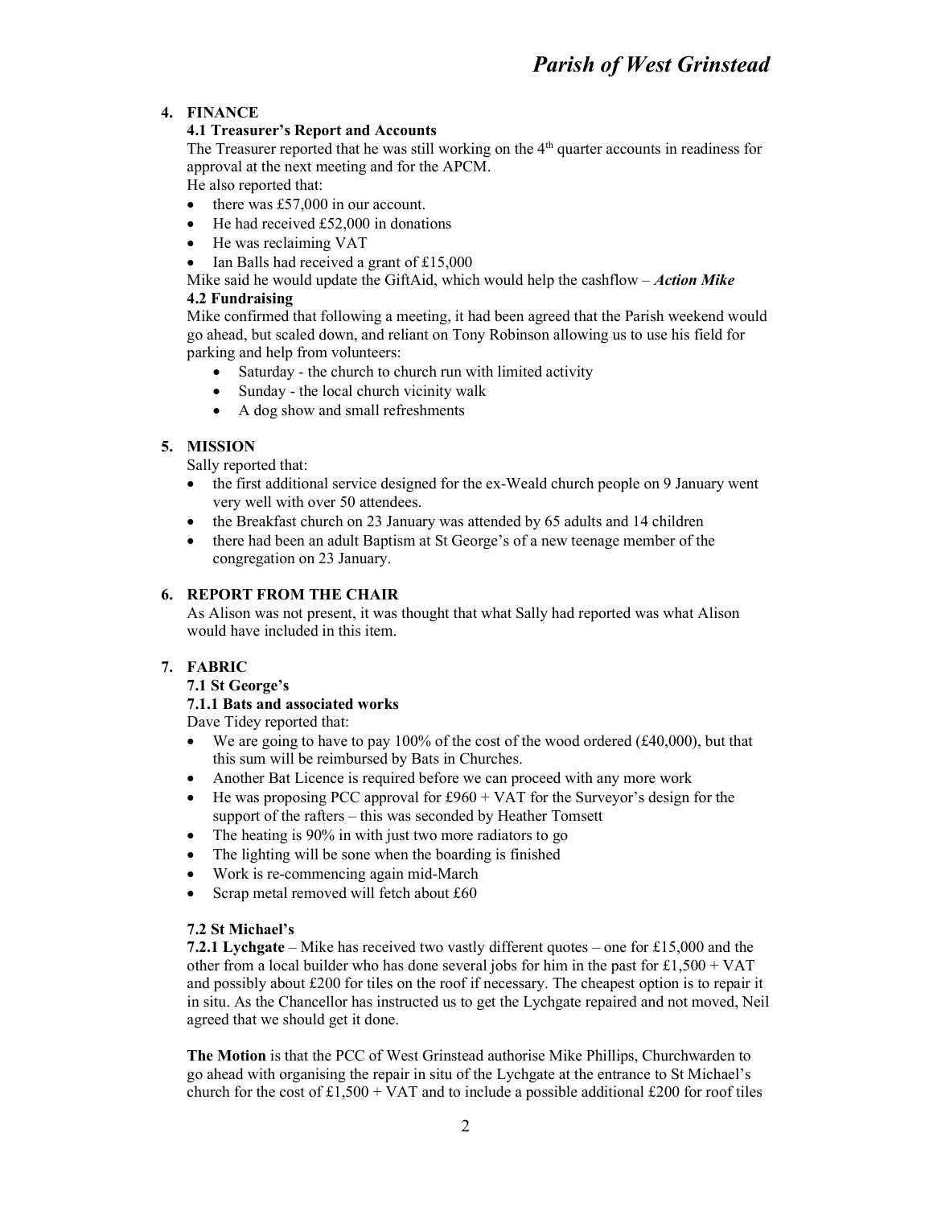## 4. FINANCE

### 4.1 Treasurer's Report and Accounts

The Treasurer reported that he was still working on the 4th quarter accounts in readiness for approval at the next meeting and for the APCM.

He also reported that:

- there was £57,000 in our account.
- He had received £52,000 in donations
- He was reclaiming VAT
- Ian Balls had received a grant of £15,000

Mike said he would update the GiftAid, which would help the cashflow – ***Action Mike***

### 4.2 Fundraising

Mike confirmed that following a meeting, it had been agreed that the Parish weekend would go ahead, but scaled down, and reliant on Tony Robinson allowing us to use his field for parking and help from volunteers:

- Saturday - the church to church run with limited activity
- Sunday - the local church vicinity walk
- A dog show and small refreshments

## 5. MISSION

Sally reported that:

- the first additional service designed for the ex-Weald church people on 9 January went very well with over 50 attendees.
- the Breakfast church on 23 January was attended by 65 adults and 14 children
- there had been an adult Baptism at St George's of a new teenage member of the congregation on 23 January.

## 6. REPORT FROM THE CHAIR

As Alison was not present, it was thought that what Sally had reported was what Alison would have included in this item.

## 7. FABRIC

### 7.1 St George's

#### 7.1.1 Bats and associated works

Dave Tidey reported that:

- We are going to have to pay 100% of the cost of the wood ordered (£40,000), but that this sum will be reimbursed by Bats in Churches.
- Another Bat Licence is required before we can proceed with any more work
- He was proposing PCC approval for £960 + VAT for the Surveyor's design for the support of the rafters – this was seconded by Heather Tomsett
- The heating is 90% in with just two more radiators to go
- The lighting will be sone when the boarding is finished
- Work is re-commencing again mid-March
- Scrap metal removed will fetch about £60

### 7.2 St Michael's

**7.2.1 Lychgate** – Mike has received two vastly different quotes – one for £15,000 and the other from a local builder who has done several jobs for him in the past for £1,500 + VAT and possibly about £200 for tiles on the roof if necessary. The cheapest option is to repair it in situ. As the Chancellor has instructed us to get the Lychgate repaired and not moved, Neil agreed that we should get it done.

**The Motion** is that the PCC of West Grinstead authorise Mike Phillips, Churchwarden to go ahead with organising the repair in situ of the Lychgate at the entrance to St Michael's church for the cost of £1,500 + VAT and to include a possible additional £200 for roof tiles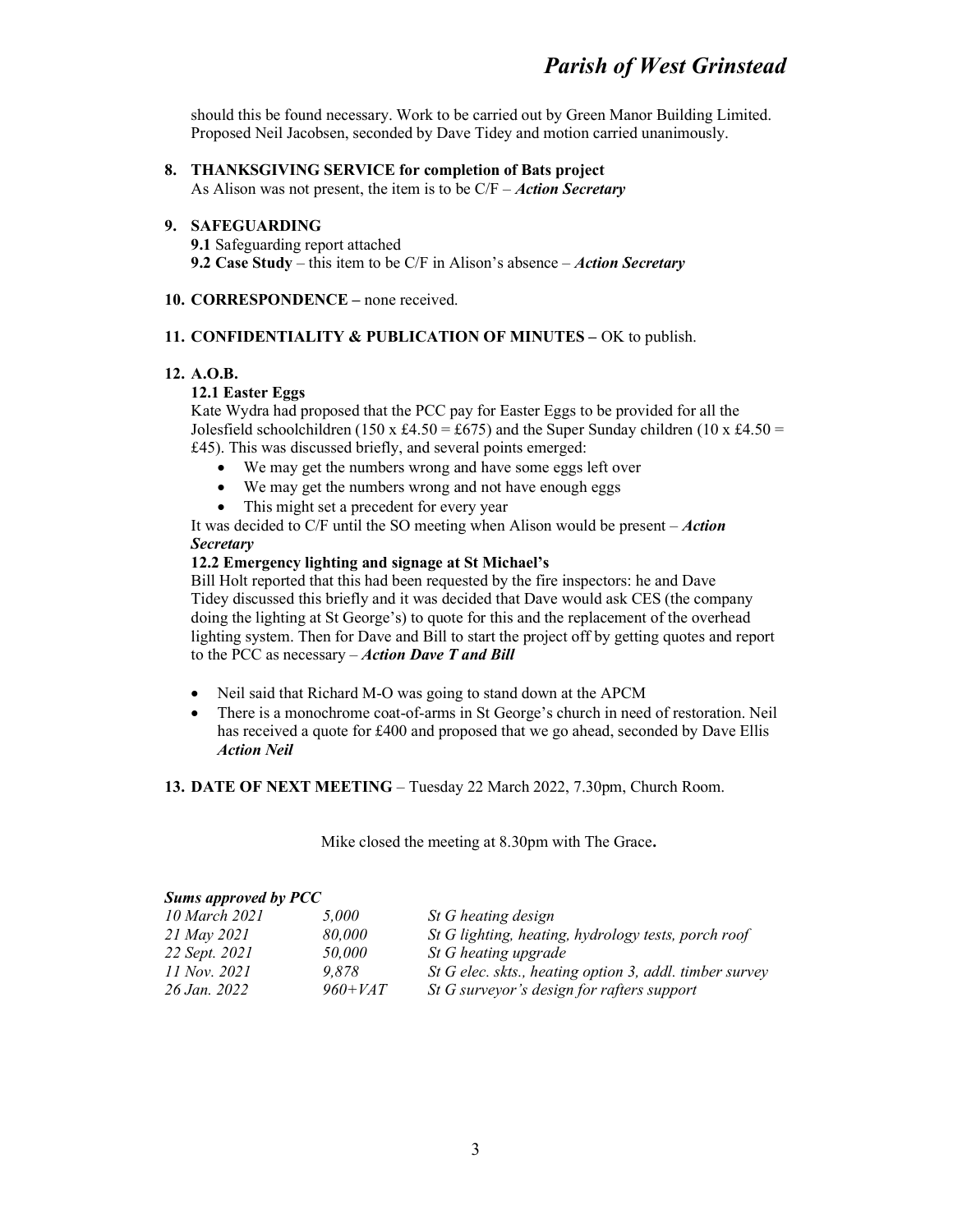should this be found necessary. Work to be carried out by Green Manor Building Limited. Proposed Neil Jacobsen, seconded by Dave Tidey and motion carried unanimously.

**8. THANKSGIVING SERVICE for completion of Bats project**

As Alison was not present, the item is to be C/F – ***Action Secretary***

**9. SAFEGUARDING**

**9.1** Safeguarding report attached

**9.2 Case Study** – this item to be C/F in Alison's absence – ***Action Secretary***

**10. CORRESPONDENCE –** none received.

**11. CONFIDENTIALITY & PUBLICATION OF MINUTES –** OK to publish.

**12. A.O.B.**

**12.1 Easter Eggs**

Kate Wydra had proposed that the PCC pay for Easter Eggs to be provided for all the Jolesfield schoolchildren (150 x £4.50 = £675) and the Super Sunday children (10 x £4.50 = £45). This was discussed briefly, and several points emerged:

- We may get the numbers wrong and have some eggs left over
- We may get the numbers wrong and not have enough eggs
- This might set a precedent for every year

It was decided to C/F until the SO meeting when Alison would be present – ***Action Secretary***

**12.2 Emergency lighting and signage at St Michael's**

Bill Holt reported that this had been requested by the fire inspectors: he and Dave Tidey discussed this briefly and it was decided that Dave would ask CES (the company doing the lighting at St George's) to quote for this and the replacement of the overhead lighting system. Then for Dave and Bill to start the project off by getting quotes and report to the PCC as necessary – ***Action Dave T and Bill***

- Neil said that Richard M-O was going to stand down at the APCM
- There is a monochrome coat-of-arms in St George's church in need of restoration. Neil has received a quote for £400 and proposed that we go ahead, seconded by Dave Ellis ***Action Neil***

**13. DATE OF NEXT MEETING** – Tuesday 22 March 2022, 7.30pm, Church Room.

Mike closed the meeting at 8.30pm with The Grace**.**

***Sums approved by PCC***

| | | |
|---|---|---|
| *10 March 2021* | *5,000* | *St G heating design* |
| *21 May 2021* | *80,000* | *St G lighting, heating, hydrology tests, porch roof* |
| *22 Sept. 2021* | *50,000* | *St G heating upgrade* |
| *11 Nov. 2021* | *9,878* | *St G elec. skts., heating option 3, addl. timber survey* |
| *26 Jan. 2022* | *960+VAT* | *St G surveyor's design for rafters support* |